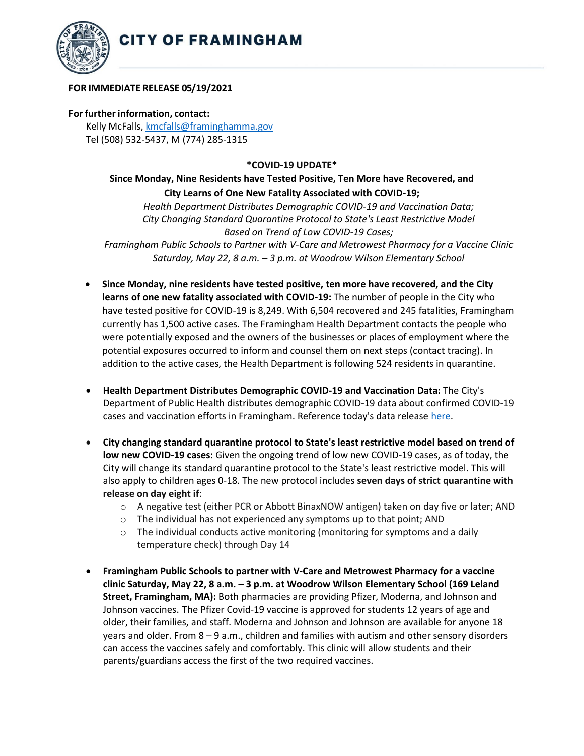# CITY OF FRAMINGHAM

**FOR IMMEDIATE RELEASE 05/19/2021**

**For further information, contact:**
Kelly McFalls, kmcfalls@framinghamma.gov
Tel (508) 532-5437, M (774) 285-1315

**\*COVID-19 UPDATE\***

**Since Monday, Nine Residents have Tested Positive, Ten More have Recovered, and City Learns of One New Fatality Associated with COVID-19;**

*Health Department Distributes Demographic COVID-19 and Vaccination Data;*
*City Changing Standard Quarantine Protocol to State's Least Restrictive Model Based on Trend of Low COVID-19 Cases;*
*Framingham Public Schools to Partner with V-Care and Metrowest Pharmacy for a Vaccine Clinic Saturday, May 22, 8 a.m. – 3 p.m. at Woodrow Wilson Elementary School*

- **Since Monday, nine residents have tested positive, ten more have recovered, and the City learns of one new fatality associated with COVID-19:** The number of people in the City who have tested positive for COVID-19 is 8,249. With 6,504 recovered and 245 fatalities, Framingham currently has 1,500 active cases. The Framingham Health Department contacts the people who were potentially exposed and the owners of the businesses or places of employment where the potential exposures occurred to inform and counsel them on next steps (contact tracing). In addition to the active cases, the Health Department is following 524 residents in quarantine.

- **Health Department Distributes Demographic COVID-19 and Vaccination Data:** The City's Department of Public Health distributes demographic COVID-19 data about confirmed COVID-19 cases and vaccination efforts in Framingham. Reference today's data release here.

- **City changing standard quarantine protocol to State's least restrictive model based on trend of low new COVID-19 cases:** Given the ongoing trend of low new COVID-19 cases, as of today, the City will change its standard quarantine protocol to the State's least restrictive model. This will also apply to children ages 0-18. The new protocol includes **seven days of strict quarantine with release on day eight if**:
  - A negative test (either PCR or Abbott BinaxNOW antigen) taken on day five or later; AND
  - The individual has not experienced any symptoms up to that point; AND
  - The individual conducts active monitoring (monitoring for symptoms and a daily temperature check) through Day 14

- **Framingham Public Schools to partner with V-Care and Metrowest Pharmacy for a vaccine clinic Saturday, May 22, 8 a.m. – 3 p.m. at Woodrow Wilson Elementary School (169 Leland Street, Framingham, MA):** Both pharmacies are providing Pfizer, Moderna, and Johnson and Johnson vaccines. The Pfizer Covid-19 vaccine is approved for students 12 years of age and older, their families, and staff. Moderna and Johnson and Johnson are available for anyone 18 years and older. From 8 – 9 a.m., children and families with autism and other sensory disorders can access the vaccines safely and comfortably. This clinic will allow students and their parents/guardians access the first of the two required vaccines.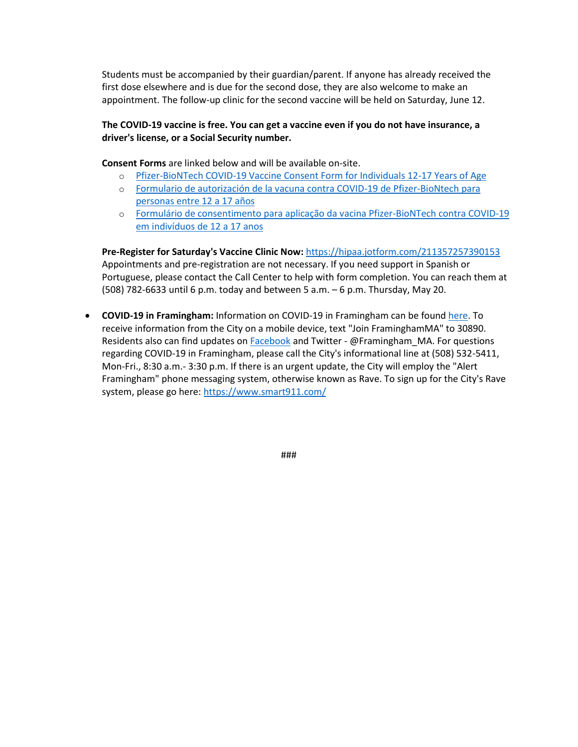Students must be accompanied by their guardian/parent. If anyone has already received the first dose elsewhere and is due for the second dose, they are also welcome to make an appointment. The follow-up clinic for the second vaccine will be held on Saturday, June 12.

**The COVID-19 vaccine is free. You can get a vaccine even if you do not have insurance, a driver's license, or a Social Security number.**

**Consent Forms** are linked below and will be available on-site.

- Pfizer-BioNTech COVID-19 Vaccine Consent Form for Individuals 12-17 Years of Age
- Formulario de autorización de la vacuna contra COVID-19 de Pfizer-BioNtech para personas entre 12 a 17 años
- Formulário de consentimento para aplicação da vacina Pfizer-BioNTech contra COVID-19 em indivíduos de 12 a 17 anos

**Pre-Register for Saturday's Vaccine Clinic Now:** https://hipaa.jotform.com/211357257390153
Appointments and pre-registration are not necessary. If you need support in Spanish or Portuguese, please contact the Call Center to help with form completion. You can reach them at (508) 782-6633 until 6 p.m. today and between 5 a.m. – 6 p.m. Thursday, May 20.

- **COVID-19 in Framingham:** Information on COVID-19 in Framingham can be found here. To receive information from the City on a mobile device, text "Join FraminghamMA" to 30890. Residents also can find updates on Facebook and Twitter - @Framingham_MA. For questions regarding COVID-19 in Framingham, please call the City's informational line at (508) 532-5411, Mon-Fri., 8:30 a.m.- 3:30 p.m. If there is an urgent update, the City will employ the "Alert Framingham" phone messaging system, otherwise known as Rave. To sign up for the City's Rave system, please go here: https://www.smart911.com/

###